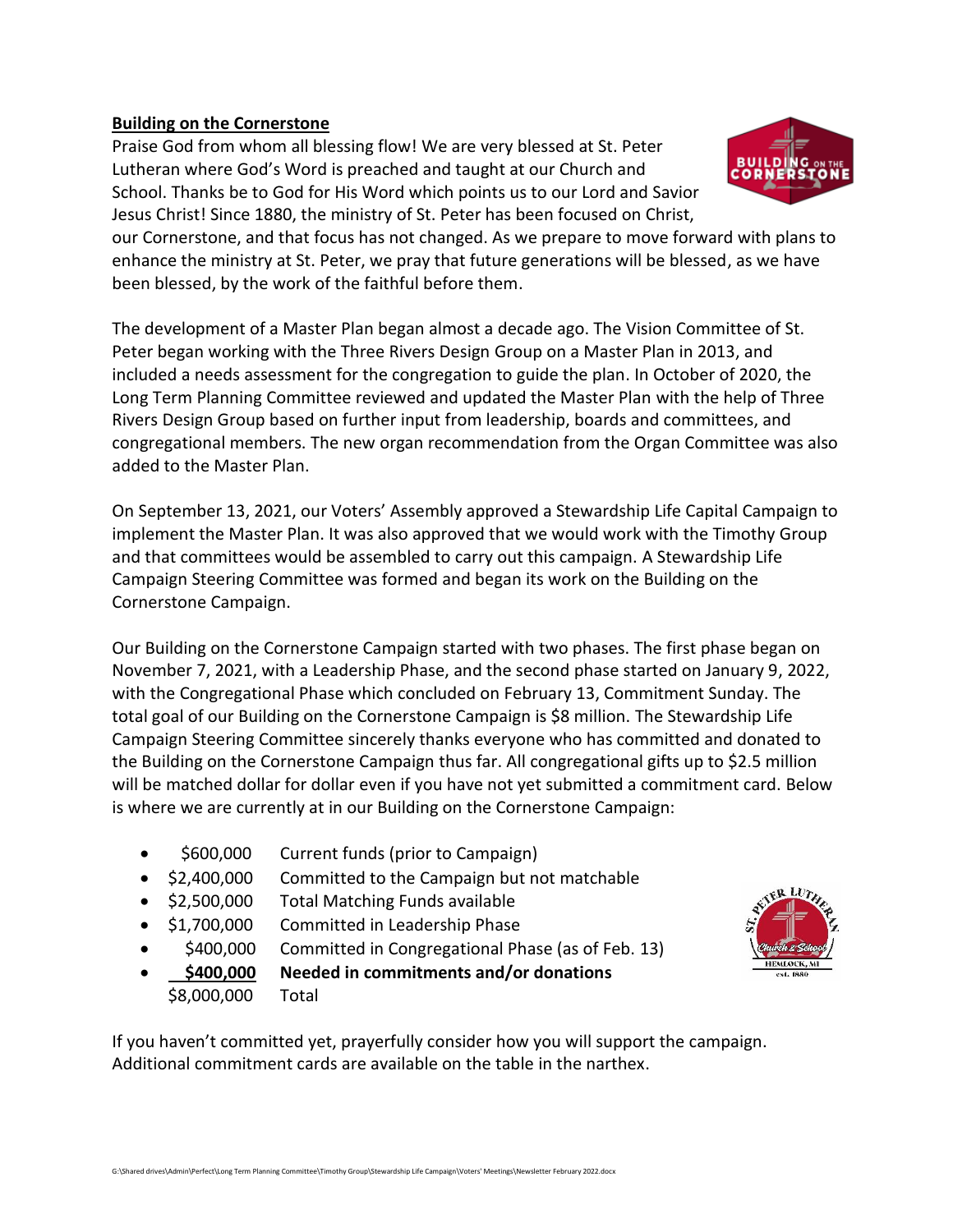**Building on the Cornerstone**

Praise God from whom all blessing flow! We are very blessed at St. Peter Lutheran where God's Word is preached and taught at our Church and School. Thanks be to God for His Word which points us to our Lord and Savior Jesus Christ! Since 1880, the ministry of St. Peter has been focused on Christ, our Cornerstone, and that focus has not changed. As we prepare to move forward with plans to enhance the ministry at St. Peter, we pray that future generations will be blessed, as we have been blessed, by the work of the faithful before them.

The development of a Master Plan began almost a decade ago. The Vision Committee of St. Peter began working with the Three Rivers Design Group on a Master Plan in 2013, and included a needs assessment for the congregation to guide the plan. In October of 2020, the Long Term Planning Committee reviewed and updated the Master Plan with the help of Three Rivers Design Group based on further input from leadership, boards and committees, and congregational members. The new organ recommendation from the Organ Committee was also added to the Master Plan.

On September 13, 2021, our Voters' Assembly approved a Stewardship Life Capital Campaign to implement the Master Plan. It was also approved that we would work with the Timothy Group and that committees would be assembled to carry out this campaign. A Stewardship Life Campaign Steering Committee was formed and began its work on the Building on the Cornerstone Campaign.

Our Building on the Cornerstone Campaign started with two phases. The first phase began on November 7, 2021, with a Leadership Phase, and the second phase started on January 9, 2022, with the Congregational Phase which concluded on February 13, Commitment Sunday. The total goal of our Building on the Cornerstone Campaign is $8 million. The Stewardship Life Campaign Steering Committee sincerely thanks everyone who has committed and donated to the Building on the Cornerstone Campaign thus far. All congregational gifts up to $2.5 million will be matched dollar for dollar even if you have not yet submitted a commitment card. Below is where we are currently at in our Building on the Cornerstone Campaign:

- $600,000 Current funds (prior to Campaign)
- $2,400,000 Committed to the Campaign but not matchable
- $2,500,000 Total Matching Funds available
- $1,700,000 Committed in Leadership Phase
- $400,000 Committed in Congregational Phase (as of Feb. 13)
- **$400,000 Needed in commitments and/or donations**

$8,000,000 Total

If you haven't committed yet, prayerfully consider how you will support the campaign. Additional commitment cards are available on the table in the narthex.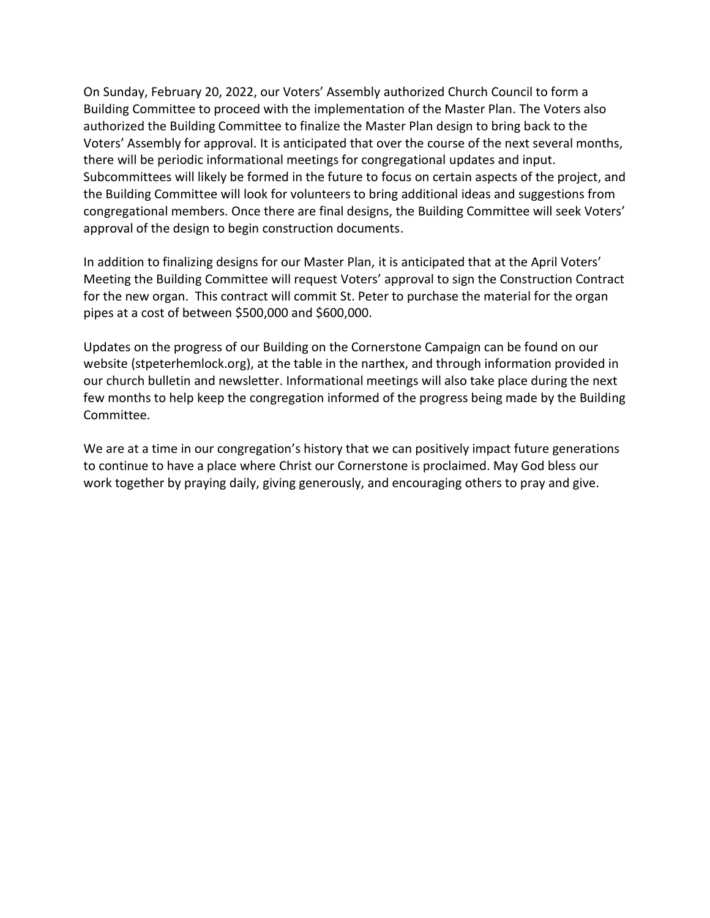On Sunday, February 20, 2022, our Voters' Assembly authorized Church Council to form a Building Committee to proceed with the implementation of the Master Plan. The Voters also authorized the Building Committee to finalize the Master Plan design to bring back to the Voters' Assembly for approval. It is anticipated that over the course of the next several months, there will be periodic informational meetings for congregational updates and input. Subcommittees will likely be formed in the future to focus on certain aspects of the project, and the Building Committee will look for volunteers to bring additional ideas and suggestions from congregational members. Once there are final designs, the Building Committee will seek Voters' approval of the design to begin construction documents.

In addition to finalizing designs for our Master Plan, it is anticipated that at the April Voters' Meeting the Building Committee will request Voters' approval to sign the Construction Contract for the new organ. This contract will commit St. Peter to purchase the material for the organ pipes at a cost of between $500,000 and $600,000.

Updates on the progress of our Building on the Cornerstone Campaign can be found on our website (stpeterhemlock.org), at the table in the narthex, and through information provided in our church bulletin and newsletter. Informational meetings will also take place during the next few months to help keep the congregation informed of the progress being made by the Building Committee.

We are at a time in our congregation's history that we can positively impact future generations to continue to have a place where Christ our Cornerstone is proclaimed. May God bless our work together by praying daily, giving generously, and encouraging others to pray and give.